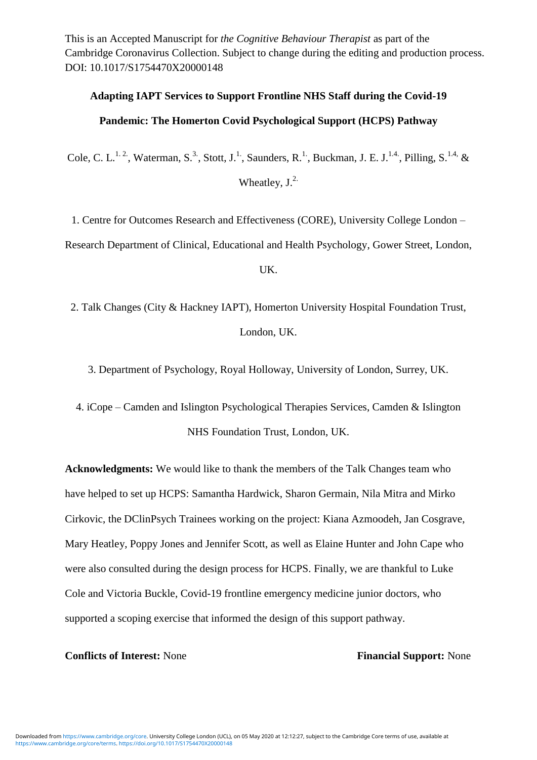This is an Accepted Manuscript for *the Cognitive Behaviour Therapist* as part of the Cambridge Coronavirus Collection. Subject to change during the editing and production process. DOI: 10.1017/S1754470X20000148

# Adapting IAPT Services to Support Frontline NHS Staff during the Covid-19 Pandemic: The Homerton Covid Psychological Support (HCPS) Pathway

Cole, C. L.[1, 2], Waterman, S.[3], Stott, J.[1], Saunders, R.[1], Buckman, J. E. J.[1,4], Pilling, S.[1,4] & Wheatley, J.[2]

1. Centre for Outcomes Research and Effectiveness (CORE), University College London – Research Department of Clinical, Educational and Health Psychology, Gower Street, London, UK.

2. Talk Changes (City & Hackney IAPT), Homerton University Hospital Foundation Trust, London, UK.

3. Department of Psychology, Royal Holloway, University of London, Surrey, UK.

4. iCope – Camden and Islington Psychological Therapies Services, Camden & Islington NHS Foundation Trust, London, UK.

**Acknowledgments:** We would like to thank the members of the Talk Changes team who have helped to set up HCPS: Samantha Hardwick, Sharon Germain, Nila Mitra and Mirko Cirkovic, the DClinPsych Trainees working on the project: Kiana Azmoodeh, Jan Cosgrave, Mary Heatley, Poppy Jones and Jennifer Scott, as well as Elaine Hunter and John Cape who were also consulted during the design process for HCPS. Finally, we are thankful to Luke Cole and Victoria Buckle, Covid-19 frontline emergency medicine junior doctors, who supported a scoping exercise that informed the design of this support pathway.

**Conflicts of Interest:** None

**Financial Support:** None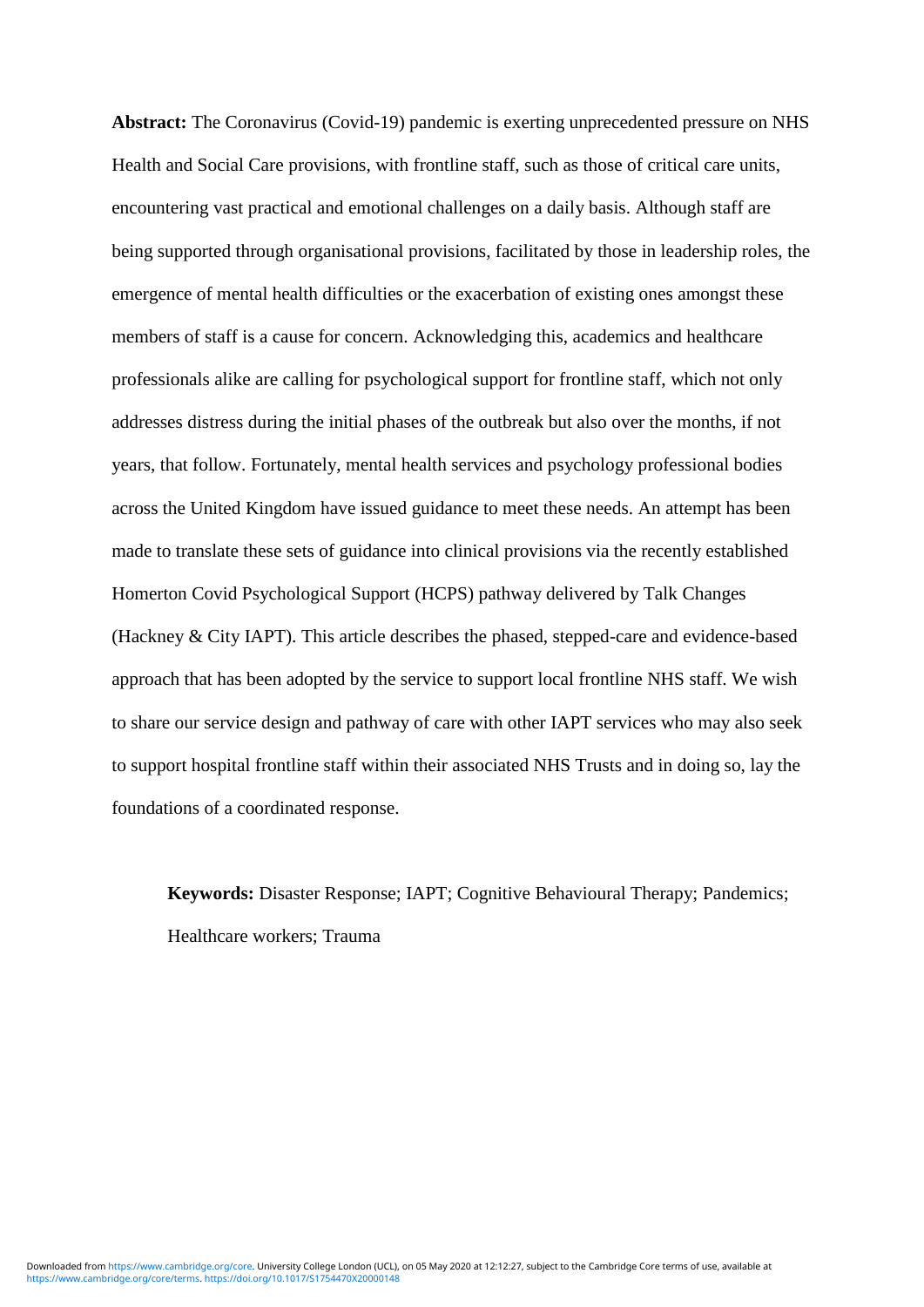**Abstract:** The Coronavirus (Covid-19) pandemic is exerting unprecedented pressure on NHS Health and Social Care provisions, with frontline staff, such as those of critical care units, encountering vast practical and emotional challenges on a daily basis. Although staff are being supported through organisational provisions, facilitated by those in leadership roles, the emergence of mental health difficulties or the exacerbation of existing ones amongst these members of staff is a cause for concern. Acknowledging this, academics and healthcare professionals alike are calling for psychological support for frontline staff, which not only addresses distress during the initial phases of the outbreak but also over the months, if not years, that follow. Fortunately, mental health services and psychology professional bodies across the United Kingdom have issued guidance to meet these needs. An attempt has been made to translate these sets of guidance into clinical provisions via the recently established Homerton Covid Psychological Support (HCPS) pathway delivered by Talk Changes (Hackney & City IAPT). This article describes the phased, stepped-care and evidence-based approach that has been adopted by the service to support local frontline NHS staff. We wish to share our service design and pathway of care with other IAPT services who may also seek to support hospital frontline staff within their associated NHS Trusts and in doing so, lay the foundations of a coordinated response.

**Keywords:** Disaster Response; IAPT; Cognitive Behavioural Therapy; Pandemics; Healthcare workers; Trauma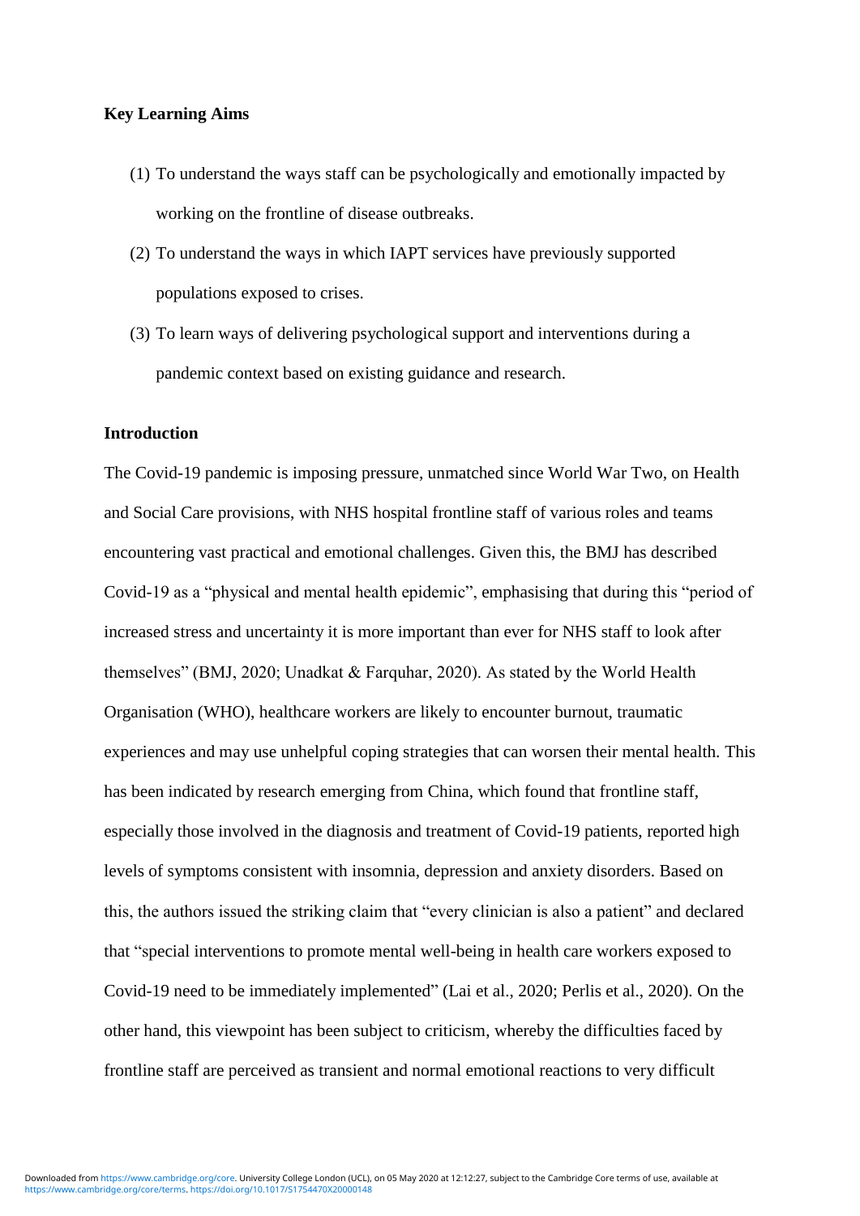**Key Learning Aims**

(1) To understand the ways staff can be psychologically and emotionally impacted by working on the frontline of disease outbreaks.

(2) To understand the ways in which IAPT services have previously supported populations exposed to crises.

(3) To learn ways of delivering psychological support and interventions during a pandemic context based on existing guidance and research.

**Introduction**

The Covid-19 pandemic is imposing pressure, unmatched since World War Two, on Health and Social Care provisions, with NHS hospital frontline staff of various roles and teams encountering vast practical and emotional challenges. Given this, the BMJ has described Covid-19 as a "physical and mental health epidemic", emphasising that during this "period of increased stress and uncertainty it is more important than ever for NHS staff to look after themselves" (BMJ, 2020; Unadkat & Farquhar, 2020). As stated by the World Health Organisation (WHO), healthcare workers are likely to encounter burnout, traumatic experiences and may use unhelpful coping strategies that can worsen their mental health. This has been indicated by research emerging from China, which found that frontline staff, especially those involved in the diagnosis and treatment of Covid-19 patients, reported high levels of symptoms consistent with insomnia, depression and anxiety disorders. Based on this, the authors issued the striking claim that "every clinician is also a patient" and declared that "special interventions to promote mental well-being in health care workers exposed to Covid-19 need to be immediately implemented" (Lai et al., 2020; Perlis et al., 2020). On the other hand, this viewpoint has been subject to criticism, whereby the difficulties faced by frontline staff are perceived as transient and normal emotional reactions to very difficult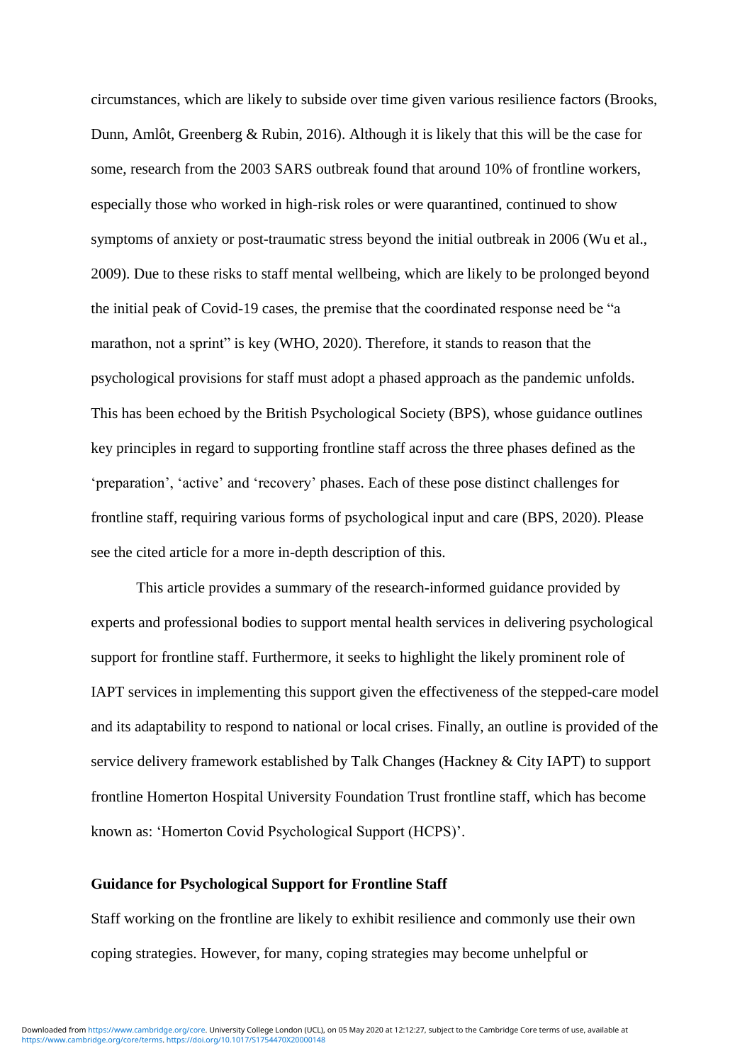circumstances, which are likely to subside over time given various resilience factors (Brooks, Dunn, Amlôt, Greenberg & Rubin, 2016). Although it is likely that this will be the case for some, research from the 2003 SARS outbreak found that around 10% of frontline workers, especially those who worked in high-risk roles or were quarantined, continued to show symptoms of anxiety or post-traumatic stress beyond the initial outbreak in 2006 (Wu et al., 2009). Due to these risks to staff mental wellbeing, which are likely to be prolonged beyond the initial peak of Covid-19 cases, the premise that the coordinated response need be "a marathon, not a sprint" is key (WHO, 2020). Therefore, it stands to reason that the psychological provisions for staff must adopt a phased approach as the pandemic unfolds. This has been echoed by the British Psychological Society (BPS), whose guidance outlines key principles in regard to supporting frontline staff across the three phases defined as the 'preparation', 'active' and 'recovery' phases. Each of these pose distinct challenges for frontline staff, requiring various forms of psychological input and care (BPS, 2020). Please see the cited article for a more in-depth description of this.

This article provides a summary of the research-informed guidance provided by experts and professional bodies to support mental health services in delivering psychological support for frontline staff. Furthermore, it seeks to highlight the likely prominent role of IAPT services in implementing this support given the effectiveness of the stepped-care model and its adaptability to respond to national or local crises. Finally, an outline is provided of the service delivery framework established by Talk Changes (Hackney & City IAPT) to support frontline Homerton Hospital University Foundation Trust frontline staff, which has become known as: 'Homerton Covid Psychological Support (HCPS)'.

**Guidance for Psychological Support for Frontline Staff**

Staff working on the frontline are likely to exhibit resilience and commonly use their own coping strategies. However, for many, coping strategies may become unhelpful or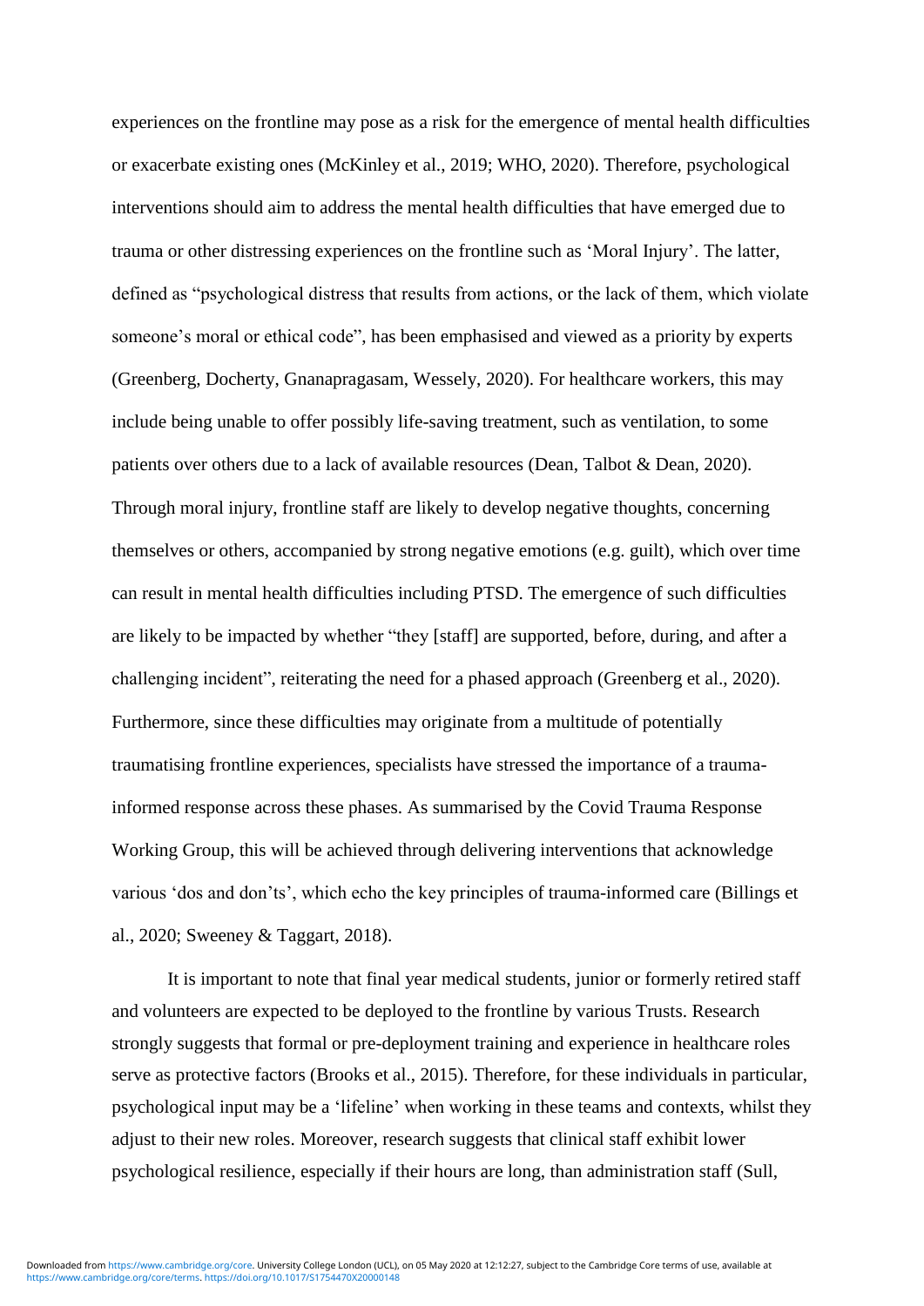experiences on the frontline may pose as a risk for the emergence of mental health difficulties or exacerbate existing ones (McKinley et al., 2019; WHO, 2020). Therefore, psychological interventions should aim to address the mental health difficulties that have emerged due to trauma or other distressing experiences on the frontline such as 'Moral Injury'. The latter, defined as "psychological distress that results from actions, or the lack of them, which violate someone's moral or ethical code", has been emphasised and viewed as a priority by experts (Greenberg, Docherty, Gnanapragasam, Wessely, 2020). For healthcare workers, this may include being unable to offer possibly life-saving treatment, such as ventilation, to some patients over others due to a lack of available resources (Dean, Talbot & Dean, 2020). Through moral injury, frontline staff are likely to develop negative thoughts, concerning themselves or others, accompanied by strong negative emotions (e.g. guilt), which over time can result in mental health difficulties including PTSD. The emergence of such difficulties are likely to be impacted by whether "they [staff] are supported, before, during, and after a challenging incident", reiterating the need for a phased approach (Greenberg et al., 2020). Furthermore, since these difficulties may originate from a multitude of potentially traumatising frontline experiences, specialists have stressed the importance of a trauma-informed response across these phases. As summarised by the Covid Trauma Response Working Group, this will be achieved through delivering interventions that acknowledge various 'dos and don'ts', which echo the key principles of trauma-informed care (Billings et al., 2020; Sweeney & Taggart, 2018).

It is important to note that final year medical students, junior or formerly retired staff and volunteers are expected to be deployed to the frontline by various Trusts. Research strongly suggests that formal or pre-deployment training and experience in healthcare roles serve as protective factors (Brooks et al., 2015). Therefore, for these individuals in particular, psychological input may be a 'lifeline' when working in these teams and contexts, whilst they adjust to their new roles. Moreover, research suggests that clinical staff exhibit lower psychological resilience, especially if their hours are long, than administration staff (Sull,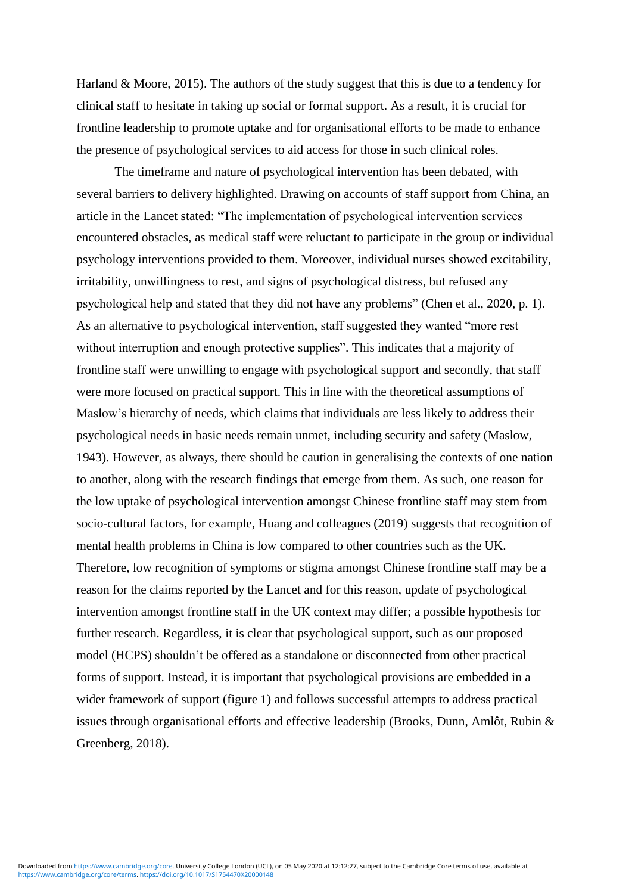Harland & Moore, 2015). The authors of the study suggest that this is due to a tendency for clinical staff to hesitate in taking up social or formal support. As a result, it is crucial for frontline leadership to promote uptake and for organisational efforts to be made to enhance the presence of psychological services to aid access for those in such clinical roles.

The timeframe and nature of psychological intervention has been debated, with several barriers to delivery highlighted. Drawing on accounts of staff support from China, an article in the Lancet stated: "The implementation of psychological intervention services encountered obstacles, as medical staff were reluctant to participate in the group or individual psychology interventions provided to them. Moreover, individual nurses showed excitability, irritability, unwillingness to rest, and signs of psychological distress, but refused any psychological help and stated that they did not have any problems" (Chen et al., 2020, p. 1). As an alternative to psychological intervention, staff suggested they wanted "more rest without interruption and enough protective supplies". This indicates that a majority of frontline staff were unwilling to engage with psychological support and secondly, that staff were more focused on practical support. This in line with the theoretical assumptions of Maslow's hierarchy of needs, which claims that individuals are less likely to address their psychological needs in basic needs remain unmet, including security and safety (Maslow, 1943). However, as always, there should be caution in generalising the contexts of one nation to another, along with the research findings that emerge from them. As such, one reason for the low uptake of psychological intervention amongst Chinese frontline staff may stem from socio-cultural factors, for example, Huang and colleagues (2019) suggests that recognition of mental health problems in China is low compared to other countries such as the UK. Therefore, low recognition of symptoms or stigma amongst Chinese frontline staff may be a reason for the claims reported by the Lancet and for this reason, update of psychological intervention amongst frontline staff in the UK context may differ; a possible hypothesis for further research. Regardless, it is clear that psychological support, such as our proposed model (HCPS) shouldn't be offered as a standalone or disconnected from other practical forms of support. Instead, it is important that psychological provisions are embedded in a wider framework of support (figure 1) and follows successful attempts to address practical issues through organisational efforts and effective leadership (Brooks, Dunn, Amlôt, Rubin & Greenberg, 2018).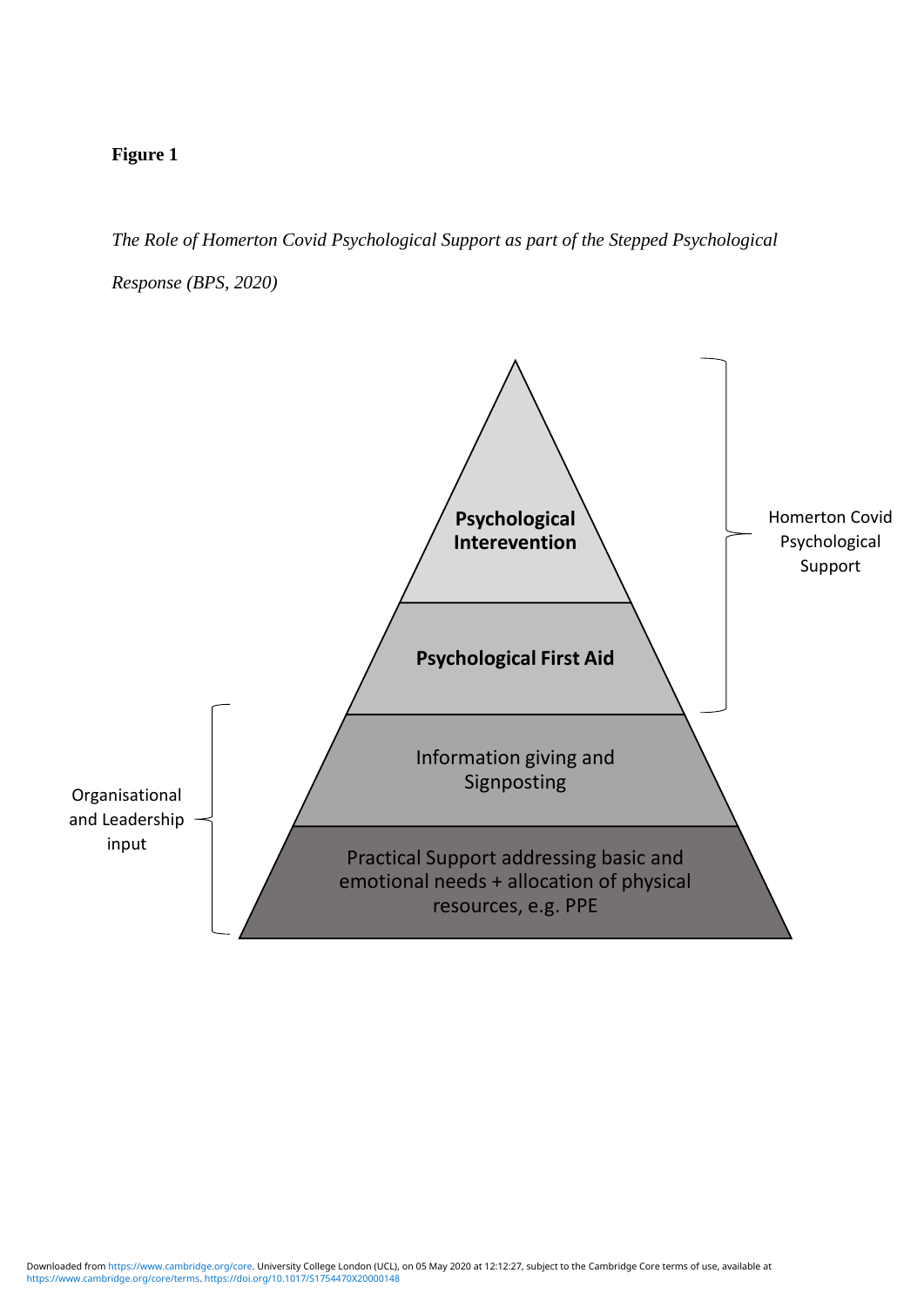**Figure 1**

*The Role of Homerton Covid Psychological Support as part of the Stepped Psychological Response (BPS, 2020)*

Homerton Covid Psychological Support

**Psychological Interevention**

**Psychological First Aid**

Organisational and Leadership input

Information giving and Signposting

Practical Support addressing basic and emotional needs + allocation of physical resources, e.g. PPE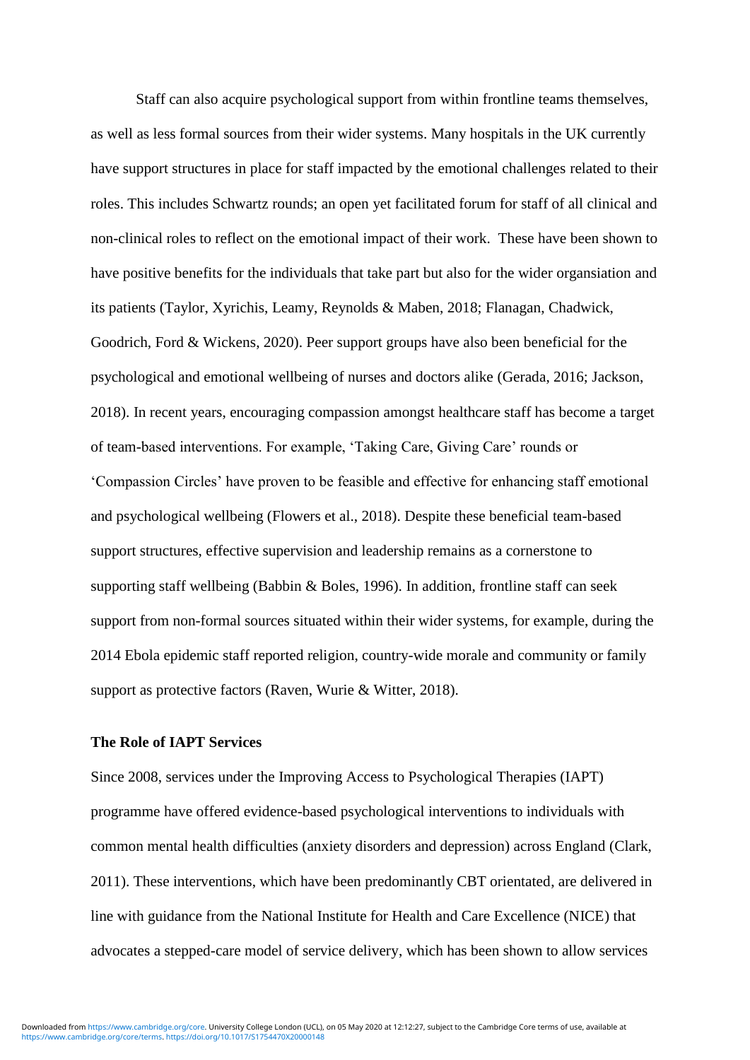Staff can also acquire psychological support from within frontline teams themselves, as well as less formal sources from their wider systems. Many hospitals in the UK currently have support structures in place for staff impacted by the emotional challenges related to their roles. This includes Schwartz rounds; an open yet facilitated forum for staff of all clinical and non-clinical roles to reflect on the emotional impact of their work. These have been shown to have positive benefits for the individuals that take part but also for the wider organsiation and its patients (Taylor, Xyrichis, Leamy, Reynolds & Maben, 2018; Flanagan, Chadwick, Goodrich, Ford & Wickens, 2020). Peer support groups have also been beneficial for the psychological and emotional wellbeing of nurses and doctors alike (Gerada, 2016; Jackson, 2018). In recent years, encouraging compassion amongst healthcare staff has become a target of team-based interventions. For example, 'Taking Care, Giving Care' rounds or 'Compassion Circles' have proven to be feasible and effective for enhancing staff emotional and psychological wellbeing (Flowers et al., 2018). Despite these beneficial team-based support structures, effective supervision and leadership remains as a cornerstone to supporting staff wellbeing (Babbin & Boles, 1996). In addition, frontline staff can seek support from non-formal sources situated within their wider systems, for example, during the 2014 Ebola epidemic staff reported religion, country-wide morale and community or family support as protective factors (Raven, Wurie & Witter, 2018).

**The Role of IAPT Services**

Since 2008, services under the Improving Access to Psychological Therapies (IAPT) programme have offered evidence-based psychological interventions to individuals with common mental health difficulties (anxiety disorders and depression) across England (Clark, 2011). These interventions, which have been predominantly CBT orientated, are delivered in line with guidance from the National Institute for Health and Care Excellence (NICE) that advocates a stepped-care model of service delivery, which has been shown to allow services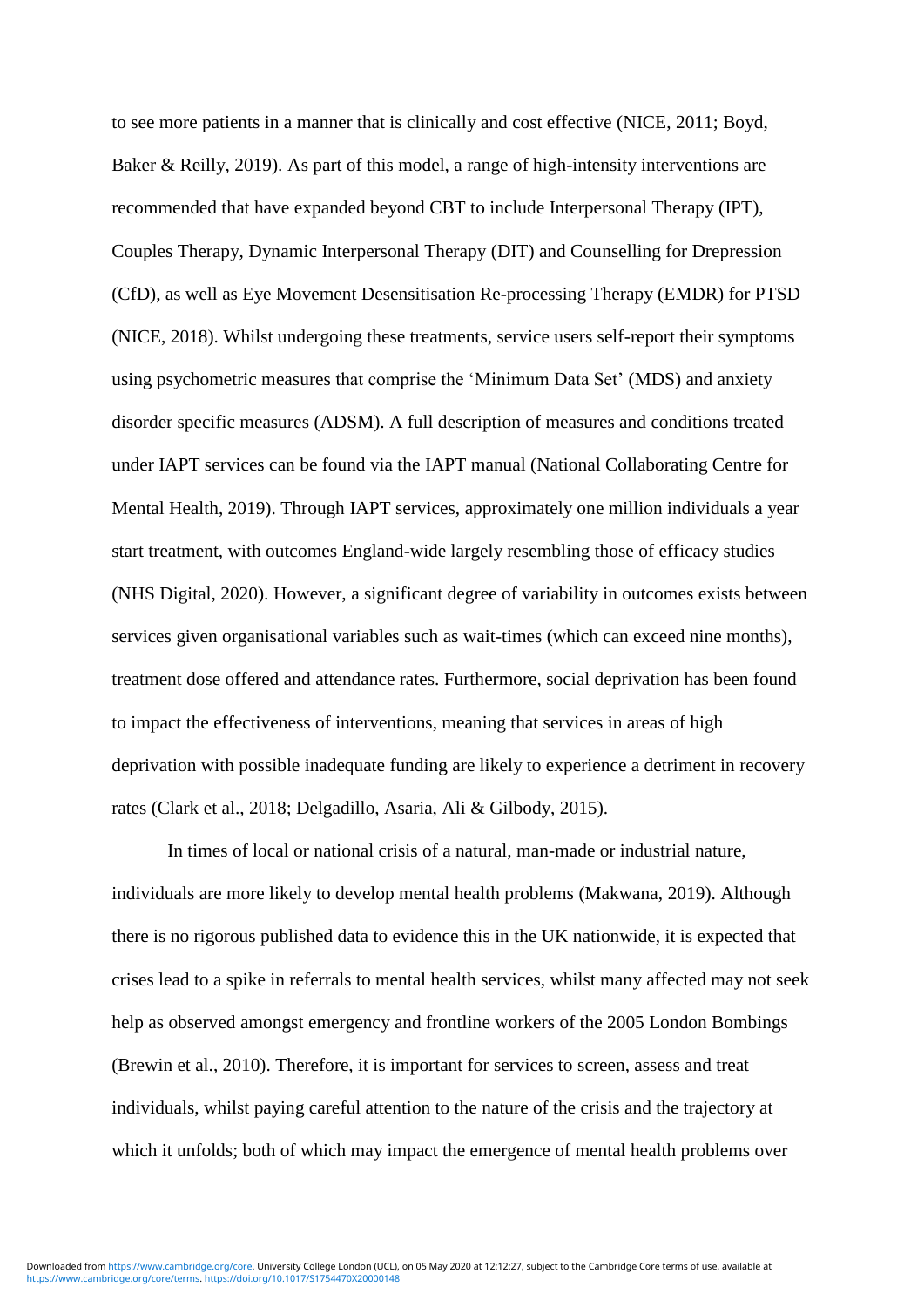to see more patients in a manner that is clinically and cost effective (NICE, 2011; Boyd, Baker & Reilly, 2019). As part of this model, a range of high-intensity interventions are recommended that have expanded beyond CBT to include Interpersonal Therapy (IPT), Couples Therapy, Dynamic Interpersonal Therapy (DIT) and Counselling for Drepression (CfD), as well as Eye Movement Desensitisation Re-processing Therapy (EMDR) for PTSD (NICE, 2018). Whilst undergoing these treatments, service users self-report their symptoms using psychometric measures that comprise the 'Minimum Data Set' (MDS) and anxiety disorder specific measures (ADSM). A full description of measures and conditions treated under IAPT services can be found via the IAPT manual (National Collaborating Centre for Mental Health, 2019). Through IAPT services, approximately one million individuals a year start treatment, with outcomes England-wide largely resembling those of efficacy studies (NHS Digital, 2020). However, a significant degree of variability in outcomes exists between services given organisational variables such as wait-times (which can exceed nine months), treatment dose offered and attendance rates. Furthermore, social deprivation has been found to impact the effectiveness of interventions, meaning that services in areas of high deprivation with possible inadequate funding are likely to experience a detriment in recovery rates (Clark et al., 2018; Delgadillo, Asaria, Ali & Gilbody, 2015).

In times of local or national crisis of a natural, man-made or industrial nature, individuals are more likely to develop mental health problems (Makwana, 2019). Although there is no rigorous published data to evidence this in the UK nationwide, it is expected that crises lead to a spike in referrals to mental health services, whilst many affected may not seek help as observed amongst emergency and frontline workers of the 2005 London Bombings (Brewin et al., 2010). Therefore, it is important for services to screen, assess and treat individuals, whilst paying careful attention to the nature of the crisis and the trajectory at which it unfolds; both of which may impact the emergence of mental health problems over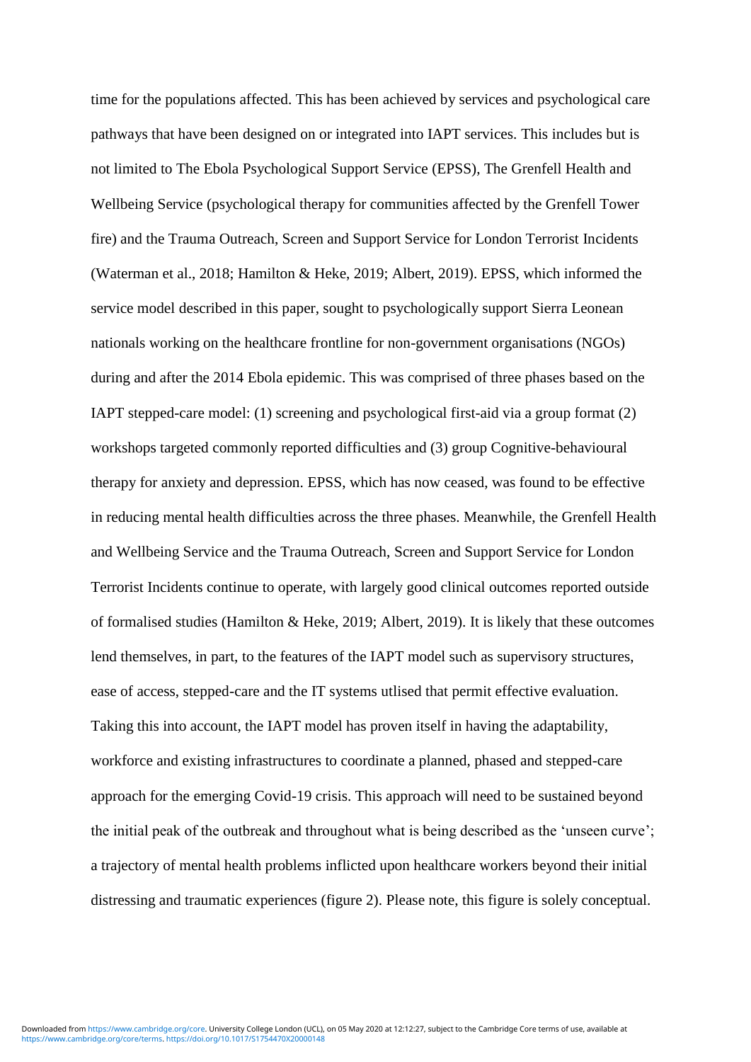time for the populations affected. This has been achieved by services and psychological care pathways that have been designed on or integrated into IAPT services. This includes but is not limited to The Ebola Psychological Support Service (EPSS), The Grenfell Health and Wellbeing Service (psychological therapy for communities affected by the Grenfell Tower fire) and the Trauma Outreach, Screen and Support Service for London Terrorist Incidents (Waterman et al., 2018; Hamilton & Heke, 2019; Albert, 2019). EPSS, which informed the service model described in this paper, sought to psychologically support Sierra Leonean nationals working on the healthcare frontline for non-government organisations (NGOs) during and after the 2014 Ebola epidemic. This was comprised of three phases based on the IAPT stepped-care model: (1) screening and psychological first-aid via a group format (2) workshops targeted commonly reported difficulties and (3) group Cognitive-behavioural therapy for anxiety and depression. EPSS, which has now ceased, was found to be effective in reducing mental health difficulties across the three phases. Meanwhile, the Grenfell Health and Wellbeing Service and the Trauma Outreach, Screen and Support Service for London Terrorist Incidents continue to operate, with largely good clinical outcomes reported outside of formalised studies (Hamilton & Heke, 2019; Albert, 2019). It is likely that these outcomes lend themselves, in part, to the features of the IAPT model such as supervisory structures, ease of access, stepped-care and the IT systems utlised that permit effective evaluation. Taking this into account, the IAPT model has proven itself in having the adaptability, workforce and existing infrastructures to coordinate a planned, phased and stepped-care approach for the emerging Covid-19 crisis. This approach will need to be sustained beyond the initial peak of the outbreak and throughout what is being described as the 'unseen curve'; a trajectory of mental health problems inflicted upon healthcare workers beyond their initial distressing and traumatic experiences (figure 2). Please note, this figure is solely conceptual.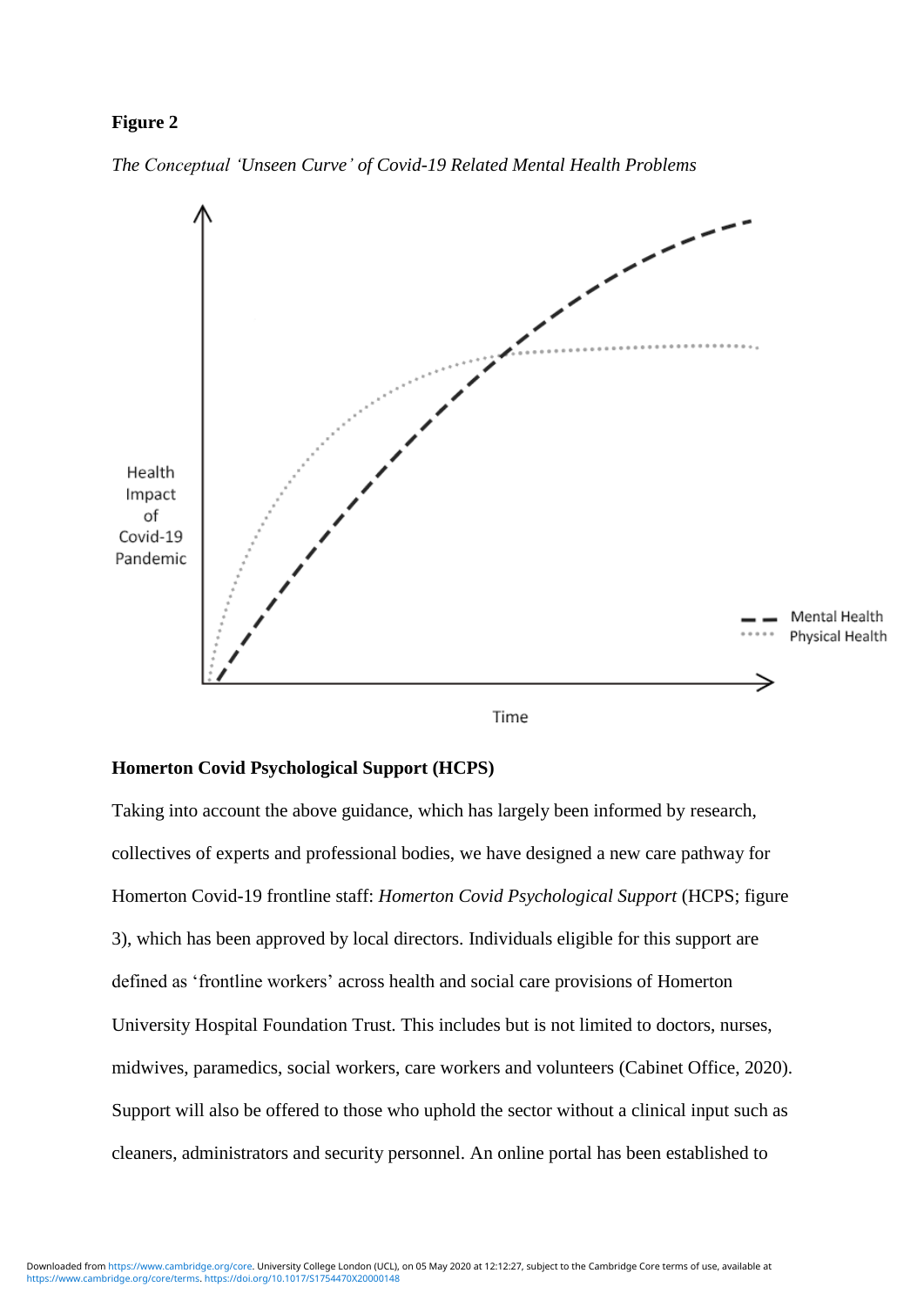**Figure 2**

*The Conceptual 'Unseen Curve' of Covid-19 Related Mental Health Problems*

Health Impact of Covid-19 Pandemic

Time

Mental Health
Physical Health

**Homerton Covid Psychological Support (HCPS)**

Taking into account the above guidance, which has largely been informed by research, collectives of experts and professional bodies, we have designed a new care pathway for Homerton Covid-19 frontline staff: *Homerton Covid Psychological Support* (HCPS; figure 3), which has been approved by local directors. Individuals eligible for this support are defined as 'frontline workers' across health and social care provisions of Homerton University Hospital Foundation Trust. This includes but is not limited to doctors, nurses, midwives, paramedics, social workers, care workers and volunteers (Cabinet Office, 2020). Support will also be offered to those who uphold the sector without a clinical input such as cleaners, administrators and security personnel. An online portal has been established to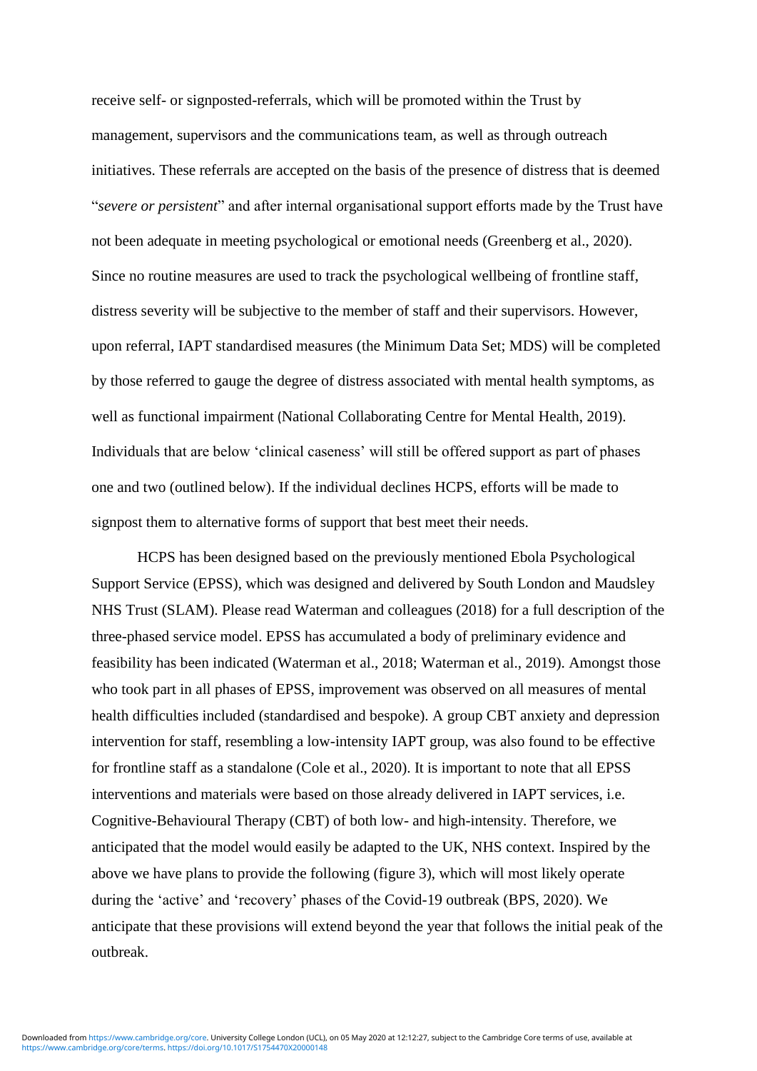receive self- or signposted-referrals, which will be promoted within the Trust by management, supervisors and the communications team, as well as through outreach initiatives. These referrals are accepted on the basis of the presence of distress that is deemed "*severe or persistent*" and after internal organisational support efforts made by the Trust have not been adequate in meeting psychological or emotional needs (Greenberg et al., 2020). Since no routine measures are used to track the psychological wellbeing of frontline staff, distress severity will be subjective to the member of staff and their supervisors. However, upon referral, IAPT standardised measures (the Minimum Data Set; MDS) will be completed by those referred to gauge the degree of distress associated with mental health symptoms, as well as functional impairment (National Collaborating Centre for Mental Health, 2019). Individuals that are below 'clinical caseness' will still be offered support as part of phases one and two (outlined below). If the individual declines HCPS, efforts will be made to signpost them to alternative forms of support that best meet their needs.

HCPS has been designed based on the previously mentioned Ebola Psychological Support Service (EPSS), which was designed and delivered by South London and Maudsley NHS Trust (SLAM). Please read Waterman and colleagues (2018) for a full description of the three-phased service model. EPSS has accumulated a body of preliminary evidence and feasibility has been indicated (Waterman et al., 2018; Waterman et al., 2019). Amongst those who took part in all phases of EPSS, improvement was observed on all measures of mental health difficulties included (standardised and bespoke). A group CBT anxiety and depression intervention for staff, resembling a low-intensity IAPT group, was also found to be effective for frontline staff as a standalone (Cole et al., 2020). It is important to note that all EPSS interventions and materials were based on those already delivered in IAPT services, i.e. Cognitive-Behavioural Therapy (CBT) of both low- and high-intensity. Therefore, we anticipated that the model would easily be adapted to the UK, NHS context. Inspired by the above we have plans to provide the following (figure 3), which will most likely operate during the 'active' and 'recovery' phases of the Covid-19 outbreak (BPS, 2020). We anticipate that these provisions will extend beyond the year that follows the initial peak of the outbreak.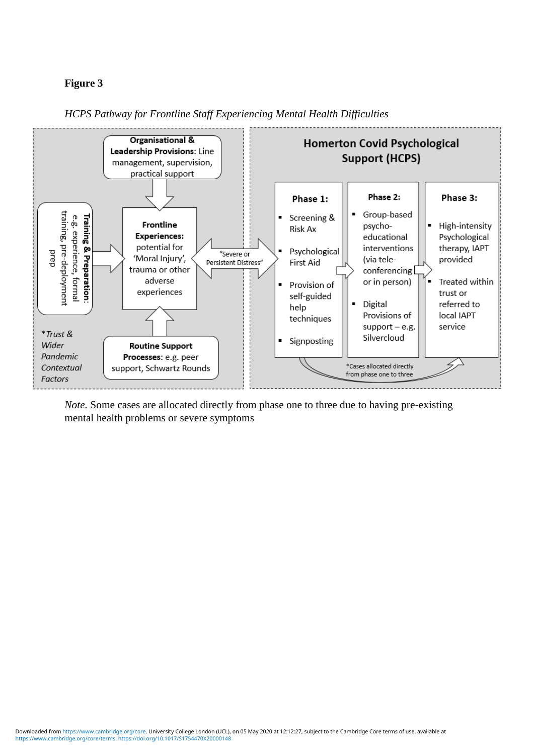**Figure 3**

*HCPS Pathway for Frontline Staff Experiencing Mental Health Difficulties*

**Organisational & Leadership Provisions**: Line management, supervision, practical support

**Training & Preparation**: e.g. experience, formal training, pre-deployment prep

**Frontline Experiences:** potential for 'Moral Injury', trauma or other adverse experiences

**Routine Support Processes**: e.g. peer support, Schwartz Rounds

*\*Trust & Wider Pandemic Contextual Factors*

"Severe or Persistent Distress"

**Homerton Covid Psychological Support (HCPS)**

**Phase 1:**

- Screening & Risk Ax
- Psychological First Aid
- Provision of self-guided help techniques
- Signposting

**Phase 2:**

- Group-based psycho-educational interventions (via tele-conferencing or in person)
- Digital Provisions of support – e.g. Silvercloud

**Phase 3:**

- High-intensity Psychological therapy, IAPT provided
- Treated within trust or referred to local IAPT service

\*Cases allocated directly from phase one to three

*Note.* Some cases are allocated directly from phase one to three due to having pre-existing mental health problems or severe symptoms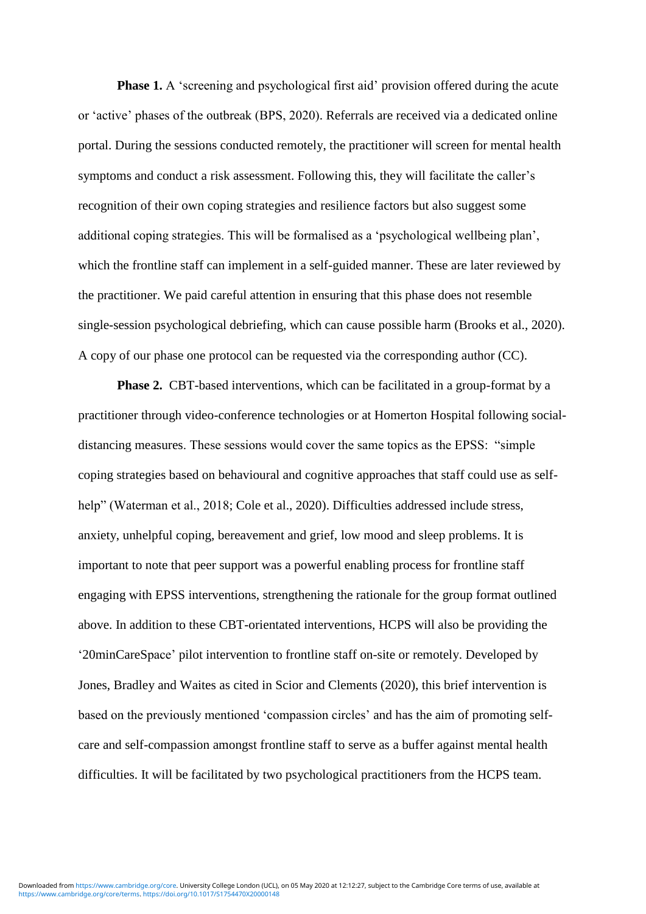**Phase 1.** A 'screening and psychological first aid' provision offered during the acute or 'active' phases of the outbreak (BPS, 2020). Referrals are received via a dedicated online portal. During the sessions conducted remotely, the practitioner will screen for mental health symptoms and conduct a risk assessment. Following this, they will facilitate the caller's recognition of their own coping strategies and resilience factors but also suggest some additional coping strategies. This will be formalised as a 'psychological wellbeing plan', which the frontline staff can implement in a self-guided manner. These are later reviewed by the practitioner. We paid careful attention in ensuring that this phase does not resemble single-session psychological debriefing, which can cause possible harm (Brooks et al., 2020). A copy of our phase one protocol can be requested via the corresponding author (CC).

**Phase 2.** CBT-based interventions, which can be facilitated in a group-format by a practitioner through video-conference technologies or at Homerton Hospital following social-distancing measures. These sessions would cover the same topics as the EPSS: "simple coping strategies based on behavioural and cognitive approaches that staff could use as self-help" (Waterman et al., 2018; Cole et al., 2020). Difficulties addressed include stress, anxiety, unhelpful coping, bereavement and grief, low mood and sleep problems. It is important to note that peer support was a powerful enabling process for frontline staff engaging with EPSS interventions, strengthening the rationale for the group format outlined above. In addition to these CBT-orientated interventions, HCPS will also be providing the '20minCareSpace' pilot intervention to frontline staff on-site or remotely. Developed by Jones, Bradley and Waites as cited in Scior and Clements (2020), this brief intervention is based on the previously mentioned 'compassion circles' and has the aim of promoting self-care and self-compassion amongst frontline staff to serve as a buffer against mental health difficulties. It will be facilitated by two psychological practitioners from the HCPS team.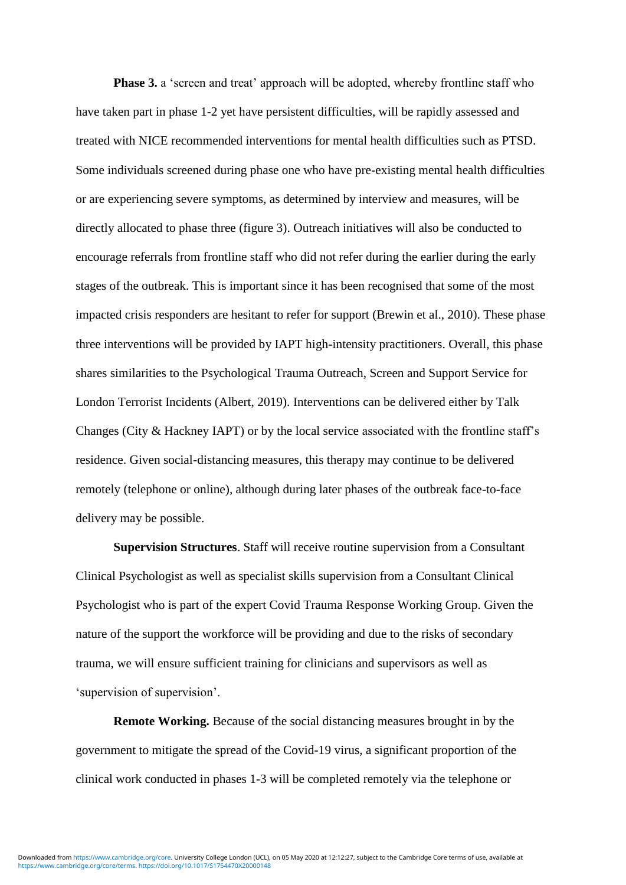**Phase 3.** a 'screen and treat' approach will be adopted, whereby frontline staff who have taken part in phase 1-2 yet have persistent difficulties, will be rapidly assessed and treated with NICE recommended interventions for mental health difficulties such as PTSD. Some individuals screened during phase one who have pre-existing mental health difficulties or are experiencing severe symptoms, as determined by interview and measures, will be directly allocated to phase three (figure 3). Outreach initiatives will also be conducted to encourage referrals from frontline staff who did not refer during the earlier during the early stages of the outbreak. This is important since it has been recognised that some of the most impacted crisis responders are hesitant to refer for support (Brewin et al., 2010). These phase three interventions will be provided by IAPT high-intensity practitioners. Overall, this phase shares similarities to the Psychological Trauma Outreach, Screen and Support Service for London Terrorist Incidents (Albert, 2019). Interventions can be delivered either by Talk Changes (City & Hackney IAPT) or by the local service associated with the frontline staff's residence. Given social-distancing measures, this therapy may continue to be delivered remotely (telephone or online), although during later phases of the outbreak face-to-face delivery may be possible.

**Supervision Structures**. Staff will receive routine supervision from a Consultant Clinical Psychologist as well as specialist skills supervision from a Consultant Clinical Psychologist who is part of the expert Covid Trauma Response Working Group. Given the nature of the support the workforce will be providing and due to the risks of secondary trauma, we will ensure sufficient training for clinicians and supervisors as well as 'supervision of supervision'.

**Remote Working.** Because of the social distancing measures brought in by the government to mitigate the spread of the Covid-19 virus, a significant proportion of the clinical work conducted in phases 1-3 will be completed remotely via the telephone or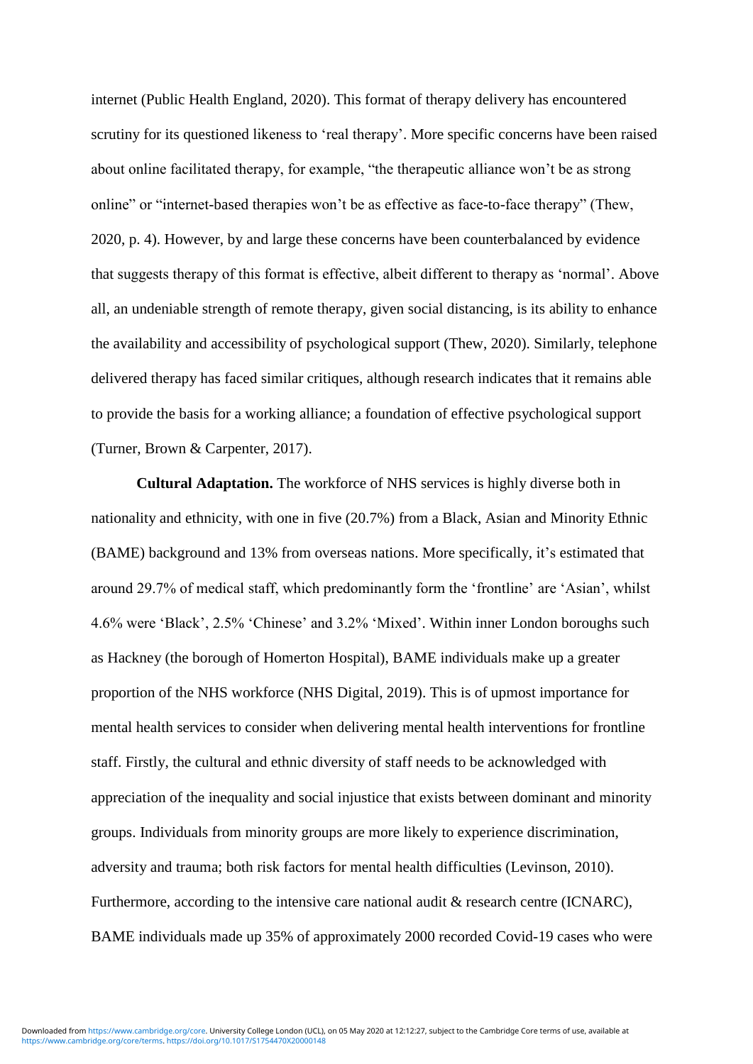internet (Public Health England, 2020). This format of therapy delivery has encountered scrutiny for its questioned likeness to 'real therapy'. More specific concerns have been raised about online facilitated therapy, for example, "the therapeutic alliance won't be as strong online" or "internet-based therapies won't be as effective as face-to-face therapy" (Thew, 2020, p. 4). However, by and large these concerns have been counterbalanced by evidence that suggests therapy of this format is effective, albeit different to therapy as 'normal'. Above all, an undeniable strength of remote therapy, given social distancing, is its ability to enhance the availability and accessibility of psychological support (Thew, 2020). Similarly, telephone delivered therapy has faced similar critiques, although research indicates that it remains able to provide the basis for a working alliance; a foundation of effective psychological support (Turner, Brown & Carpenter, 2017).

**Cultural Adaptation.** The workforce of NHS services is highly diverse both in nationality and ethnicity, with one in five (20.7%) from a Black, Asian and Minority Ethnic (BAME) background and 13% from overseas nations. More specifically, it's estimated that around 29.7% of medical staff, which predominantly form the 'frontline' are 'Asian', whilst 4.6% were 'Black', 2.5% 'Chinese' and 3.2% 'Mixed'. Within inner London boroughs such as Hackney (the borough of Homerton Hospital), BAME individuals make up a greater proportion of the NHS workforce (NHS Digital, 2019). This is of upmost importance for mental health services to consider when delivering mental health interventions for frontline staff. Firstly, the cultural and ethnic diversity of staff needs to be acknowledged with appreciation of the inequality and social injustice that exists between dominant and minority groups. Individuals from minority groups are more likely to experience discrimination, adversity and trauma; both risk factors for mental health difficulties (Levinson, 2010). Furthermore, according to the intensive care national audit & research centre (ICNARC), BAME individuals made up 35% of approximately 2000 recorded Covid-19 cases who were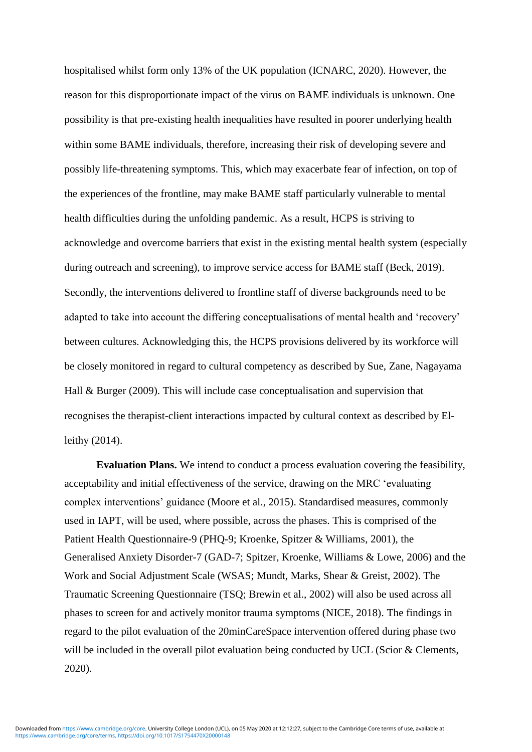hospitalised whilst form only 13% of the UK population (ICNARC, 2020). However, the reason for this disproportionate impact of the virus on BAME individuals is unknown. One possibility is that pre-existing health inequalities have resulted in poorer underlying health within some BAME individuals, therefore, increasing their risk of developing severe and possibly life-threatening symptoms. This, which may exacerbate fear of infection, on top of the experiences of the frontline, may make BAME staff particularly vulnerable to mental health difficulties during the unfolding pandemic. As a result, HCPS is striving to acknowledge and overcome barriers that exist in the existing mental health system (especially during outreach and screening), to improve service access for BAME staff (Beck, 2019). Secondly, the interventions delivered to frontline staff of diverse backgrounds need to be adapted to take into account the differing conceptualisations of mental health and 'recovery' between cultures. Acknowledging this, the HCPS provisions delivered by its workforce will be closely monitored in regard to cultural competency as described by Sue, Zane, Nagayama Hall & Burger (2009). This will include case conceptualisation and supervision that recognises the therapist-client interactions impacted by cultural context as described by El-leithy (2014).

**Evaluation Plans.** We intend to conduct a process evaluation covering the feasibility, acceptability and initial effectiveness of the service, drawing on the MRC 'evaluating complex interventions' guidance (Moore et al., 2015). Standardised measures, commonly used in IAPT, will be used, where possible, across the phases. This is comprised of the Patient Health Questionnaire-9 (PHQ-9; Kroenke, Spitzer & Williams, 2001), the Generalised Anxiety Disorder-7 (GAD-7; Spitzer, Kroenke, Williams & Lowe, 2006) and the Work and Social Adjustment Scale (WSAS; Mundt, Marks, Shear & Greist, 2002). The Traumatic Screening Questionnaire (TSQ; Brewin et al., 2002) will also be used across all phases to screen for and actively monitor trauma symptoms (NICE, 2018). The findings in regard to the pilot evaluation of the 20minCareSpace intervention offered during phase two will be included in the overall pilot evaluation being conducted by UCL (Scior & Clements, 2020).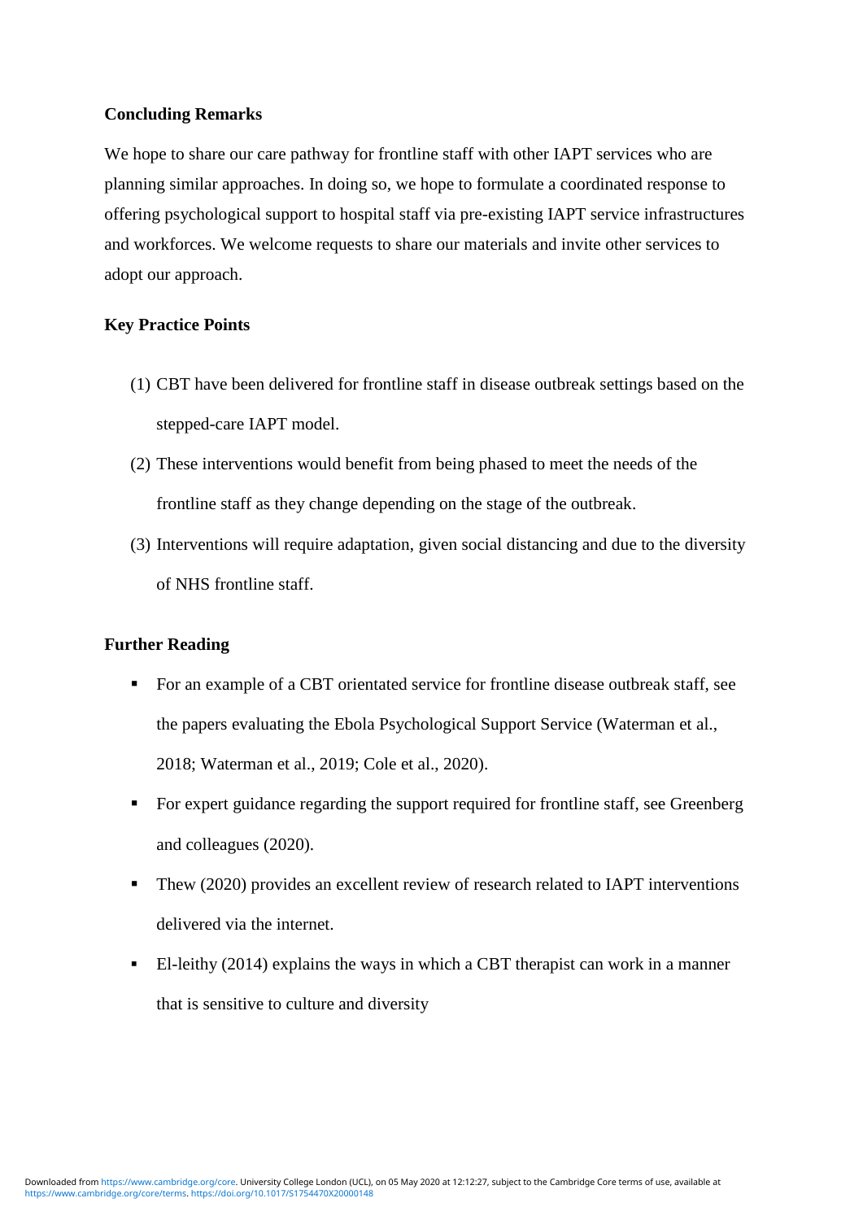**Concluding Remarks**

We hope to share our care pathway for frontline staff with other IAPT services who are planning similar approaches. In doing so, we hope to formulate a coordinated response to offering psychological support to hospital staff via pre-existing IAPT service infrastructures and workforces. We welcome requests to share our materials and invite other services to adopt our approach.

**Key Practice Points**

(1) CBT have been delivered for frontline staff in disease outbreak settings based on the stepped-care IAPT model.

(2) These interventions would benefit from being phased to meet the needs of the frontline staff as they change depending on the stage of the outbreak.

(3) Interventions will require adaptation, given social distancing and due to the diversity of NHS frontline staff.

**Further Reading**

- For an example of a CBT orientated service for frontline disease outbreak staff, see the papers evaluating the Ebola Psychological Support Service (Waterman et al., 2018; Waterman et al., 2019; Cole et al., 2020).
- For expert guidance regarding the support required for frontline staff, see Greenberg and colleagues (2020).
- Thew (2020) provides an excellent review of research related to IAPT interventions delivered via the internet.
- El-leithy (2014) explains the ways in which a CBT therapist can work in a manner that is sensitive to culture and diversity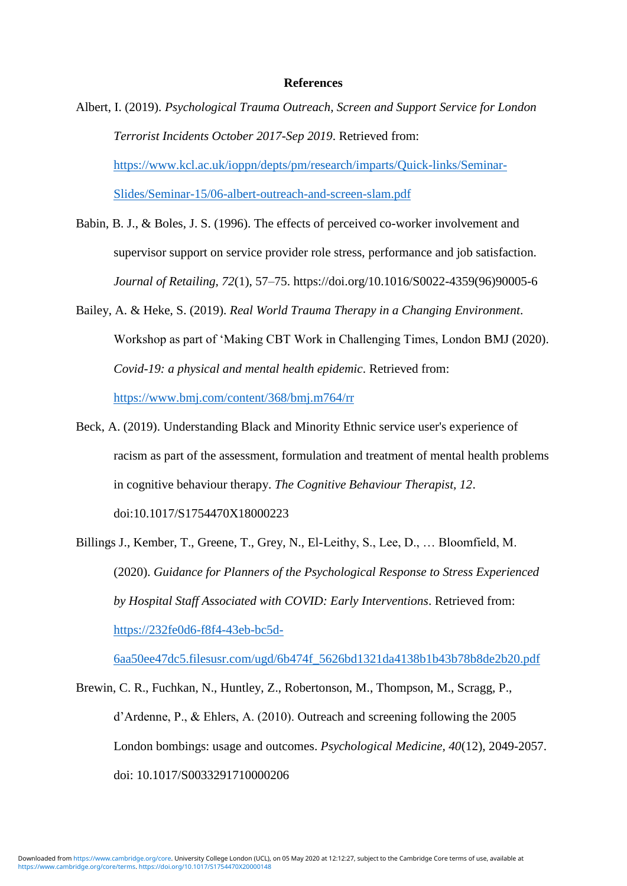## References

Albert, I. (2019). *Psychological Trauma Outreach, Screen and Support Service for London Terrorist Incidents October 2017-Sep 2019*. Retrieved from: https://www.kcl.ac.uk/ioppn/depts/pm/research/imparts/Quick-links/Seminar-Slides/Seminar-15/06-albert-outreach-and-screen-slam.pdf

Babin, B. J., & Boles, J. S. (1996). The effects of perceived co-worker involvement and supervisor support on service provider role stress, performance and job satisfaction. *Journal of Retailing, 72*(1), 57–75. https://doi.org/10.1016/S0022-4359(96)90005-6

Bailey, A. & Heke, S. (2019). *Real World Trauma Therapy in a Changing Environment*. Workshop as part of 'Making CBT Work in Challenging Times, London BMJ (2020). *Covid-19: a physical and mental health epidemic*. Retrieved from: https://www.bmj.com/content/368/bmj.m764/rr

Beck, A. (2019). Understanding Black and Minority Ethnic service user's experience of racism as part of the assessment, formulation and treatment of mental health problems in cognitive behaviour therapy. *The Cognitive Behaviour Therapist, 12*. doi:10.1017/S1754470X18000223

Billings J., Kember, T., Greene, T., Grey, N., El-Leithy, S., Lee, D., … Bloomfield, M. (2020). *Guidance for Planners of the Psychological Response to Stress Experienced by Hospital Staff Associated with COVID: Early Interventions*. Retrieved from: https://232fe0d6-f8f4-43eb-bc5d-6aa50ee47dc5.filesusr.com/ugd/6b474f_5626bd1321da4138b1b43b78b8de2b20.pdf

Brewin, C. R., Fuchkan, N., Huntley, Z., Robertonson, M., Thompson, M., Scragg, P., d'Ardenne, P., & Ehlers, A. (2010). Outreach and screening following the 2005 London bombings: usage and outcomes. *Psychological Medicine, 40*(12), 2049-2057. doi: 10.1017/S0033291710000206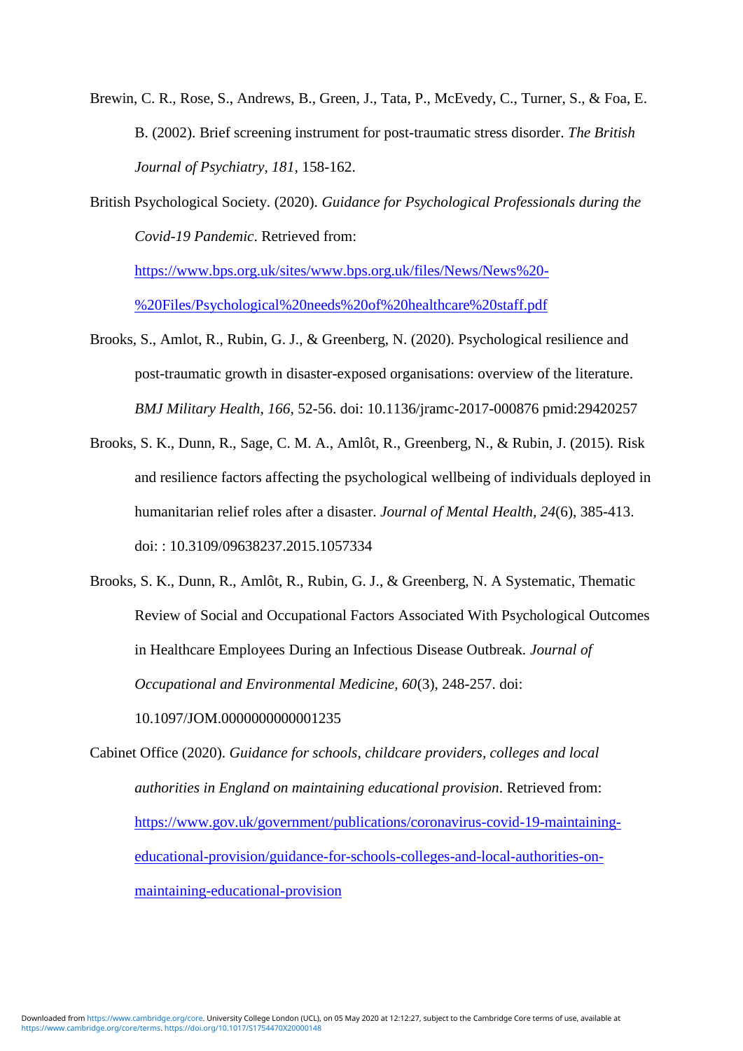Brewin, C. R., Rose, S., Andrews, B., Green, J., Tata, P., McEvedy, C., Turner, S., & Foa, E. B. (2002). Brief screening instrument for post-traumatic stress disorder. *The British Journal of Psychiatry*, *181*, 158-162.

British Psychological Society. (2020). *Guidance for Psychological Professionals during the Covid-19 Pandemic*. Retrieved from: https://www.bps.org.uk/sites/www.bps.org.uk/files/News/News%20-%20Files/Psychological%20needs%20of%20healthcare%20staff.pdf

Brooks, S., Amlot, R., Rubin, G. J., & Greenberg, N. (2020). Psychological resilience and post-traumatic growth in disaster-exposed organisations: overview of the literature. *BMJ Military Health*, *166*, 52-56. doi: 10.1136/jramc-2017-000876 pmid:29420257

Brooks, S. K., Dunn, R., Sage, C. M. A., Amlôt, R., Greenberg, N., & Rubin, J. (2015). Risk and resilience factors affecting the psychological wellbeing of individuals deployed in humanitarian relief roles after a disaster. *Journal of Mental Health, 24*(6), 385-413. doi: : 10.3109/09638237.2015.1057334

Brooks, S. K., Dunn, R., Amlôt, R., Rubin, G. J., & Greenberg, N. A Systematic, Thematic Review of Social and Occupational Factors Associated With Psychological Outcomes in Healthcare Employees During an Infectious Disease Outbreak. *Journal of Occupational and Environmental Medicine, 60*(3), 248-257. doi: 10.1097/JOM.0000000000001235

Cabinet Office (2020). *Guidance for schools, childcare providers, colleges and local authorities in England on maintaining educational provision*. Retrieved from: https://www.gov.uk/government/publications/coronavirus-covid-19-maintaining-educational-provision/guidance-for-schools-colleges-and-local-authorities-on-maintaining-educational-provision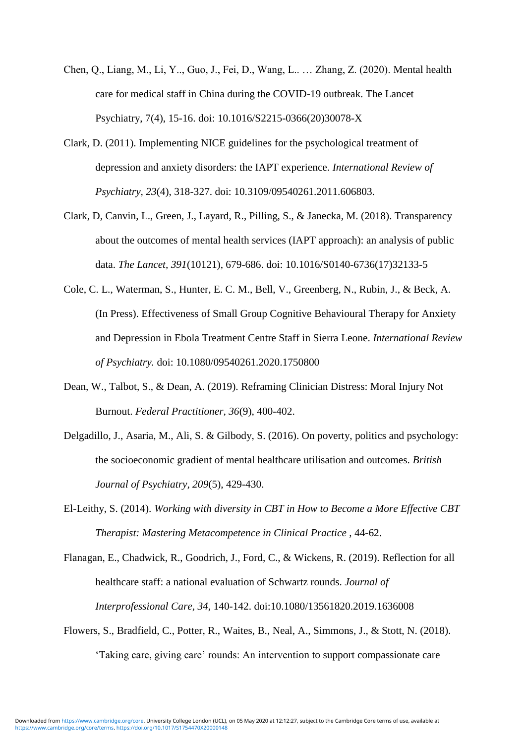Chen, Q., Liang, M., Li, Y.., Guo, J., Fei, D., Wang, L.. … Zhang, Z. (2020). Mental health care for medical staff in China during the COVID-19 outbreak. The Lancet Psychiatry, 7(4), 15-16. doi: 10.1016/S2215-0366(20)30078-X

Clark, D. (2011). Implementing NICE guidelines for the psychological treatment of depression and anxiety disorders: the IAPT experience. *International Review of Psychiatry, 23*(4), 318-327. doi: 10.3109/09540261.2011.606803.

Clark, D, Canvin, L., Green, J., Layard, R., Pilling, S., & Janecka, M. (2018). Transparency about the outcomes of mental health services (IAPT approach): an analysis of public data. *The Lancet, 391*(10121), 679-686. doi: 10.1016/S0140-6736(17)32133-5

Cole, C. L., Waterman, S., Hunter, E. C. M., Bell, V., Greenberg, N., Rubin, J., & Beck, A. (In Press). Effectiveness of Small Group Cognitive Behavioural Therapy for Anxiety and Depression in Ebola Treatment Centre Staff in Sierra Leone. *International Review of Psychiatry.* doi: 10.1080/09540261.2020.1750800

Dean, W., Talbot, S., & Dean, A. (2019). Reframing Clinician Distress: Moral Injury Not Burnout. *Federal Practitioner, 36*(9), 400-402.

Delgadillo, J., Asaria, M., Ali, S. & Gilbody, S. (2016). On poverty, politics and psychology: the socioeconomic gradient of mental healthcare utilisation and outcomes. *British Journal of Psychiatry, 209*(5), 429-430.

El-Leithy, S. (2014). *Working with diversity in CBT in How to Become a More Effective CBT Therapist: Mastering Metacompetence in Clinical Practice* , 44-62.

Flanagan, E., Chadwick, R., Goodrich, J., Ford, C., & Wickens, R. (2019). Reflection for all healthcare staff: a national evaluation of Schwartz rounds. *Journal of Interprofessional Care, 34*, 140-142. doi:10.1080/13561820.2019.1636008

Flowers, S., Bradfield, C., Potter, R., Waites, B., Neal, A., Simmons, J., & Stott, N. (2018). 'Taking care, giving care' rounds: An intervention to support compassionate care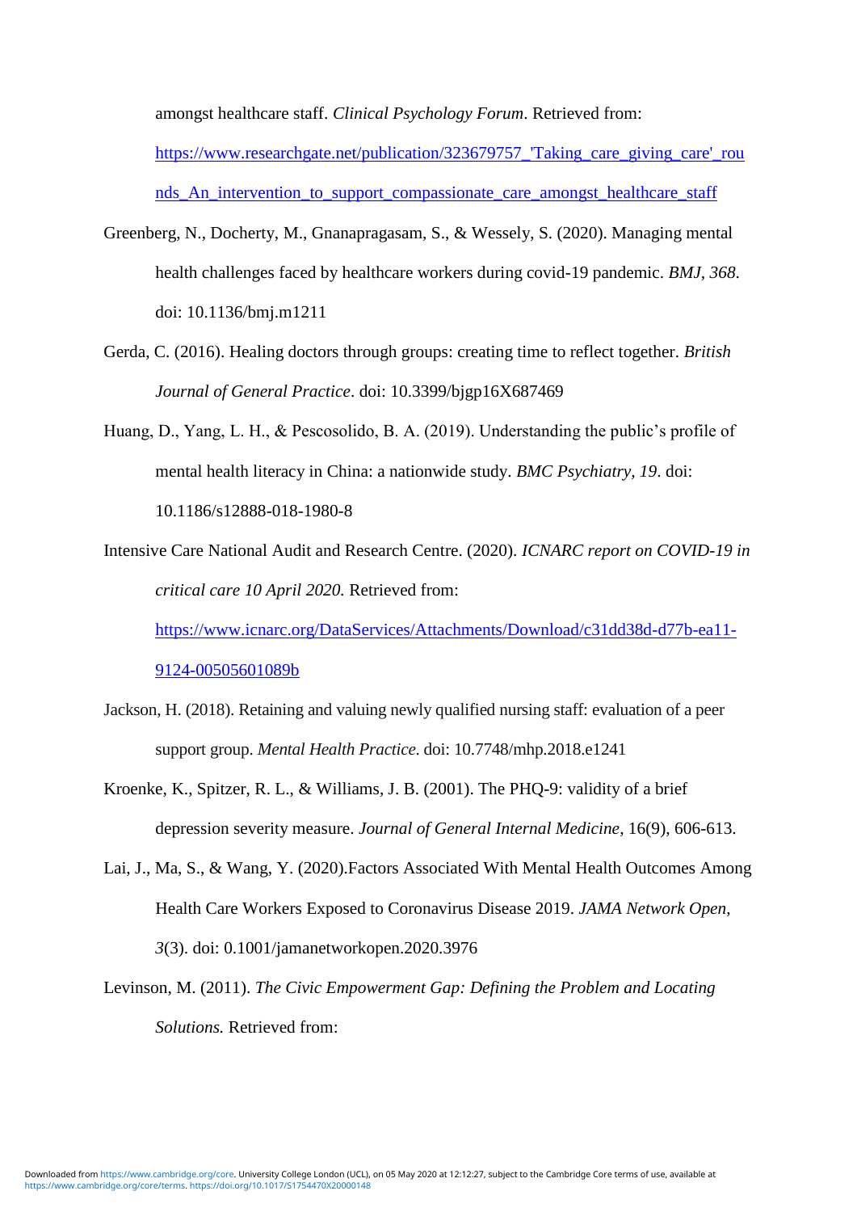amongst healthcare staff. *Clinical Psychology Forum*. Retrieved from: https://www.researchgate.net/publication/323679757_'Taking_care_giving_care'_rounds_An_intervention_to_support_compassionate_care_amongst_healthcare_staff

Greenberg, N., Docherty, M., Gnanapragasam, S., & Wessely, S. (2020). Managing mental health challenges faced by healthcare workers during covid-19 pandemic. *BMJ, 368*. doi: 10.1136/bmj.m1211

Gerda, C. (2016). Healing doctors through groups: creating time to reflect together. *British Journal of General Practice*. doi: 10.3399/bjgp16X687469

Huang, D., Yang, L. H., & Pescosolido, B. A. (2019). Understanding the public's profile of mental health literacy in China: a nationwide study. *BMC Psychiatry, 19*. doi: 10.1186/s12888-018-1980-8

Intensive Care National Audit and Research Centre. (2020). *ICNARC report on COVID-19 in critical care 10 April 2020.* Retrieved from: https://www.icnarc.org/DataServices/Attachments/Download/c31dd38d-d77b-ea11-9124-00505601089b

Jackson, H. (2018). Retaining and valuing newly qualified nursing staff: evaluation of a peer support group. *Mental Health Practice*. doi: 10.7748/mhp.2018.e1241

Kroenke, K., Spitzer, R. L., & Williams, J. B. (2001). The PHQ-9: validity of a brief depression severity measure. *Journal of General Internal Medicine*, 16(9), 606-613.

Lai, J., Ma, S., & Wang, Y. (2020).Factors Associated With Mental Health Outcomes Among Health Care Workers Exposed to Coronavirus Disease 2019. *JAMA Network Open, 3*(3). doi: 0.1001/jamanetworkopen.2020.3976

Levinson, M. (2011). *The Civic Empowerment Gap: Defining the Problem and Locating Solutions.* Retrieved from: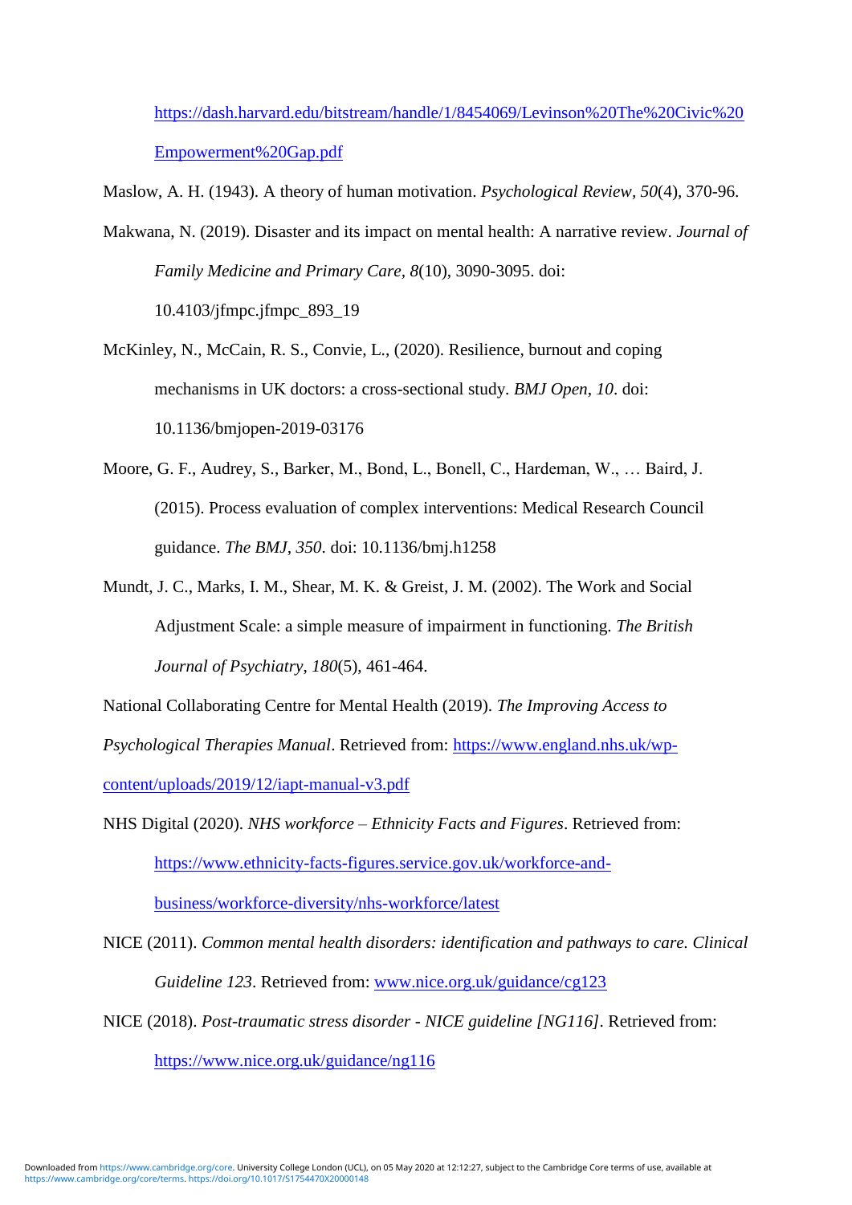https://dash.harvard.edu/bitstream/handle/1/8454069/Levinson%20The%20Civic%20Empowerment%20Gap.pdf

Maslow, A. H. (1943). A theory of human motivation. *Psychological Review, 50*(4), 370-96.

Makwana, N. (2019). Disaster and its impact on mental health: A narrative review. *Journal of Family Medicine and Primary Care, 8*(10), 3090-3095. doi: 10.4103/jfmpc.jfmpc_893_19

McKinley, N., McCain, R. S., Convie, L., (2020). Resilience, burnout and coping mechanisms in UK doctors: a cross-sectional study. *BMJ Open, 10*. doi: 10.1136/bmjopen-2019-03176

Moore, G. F., Audrey, S., Barker, M., Bond, L., Bonell, C., Hardeman, W., … Baird, J. (2015). Process evaluation of complex interventions: Medical Research Council guidance. *The BMJ, 350*. doi: 10.1136/bmj.h1258

Mundt, J. C., Marks, I. M., Shear, M. K. & Greist, J. M. (2002). The Work and Social Adjustment Scale: a simple measure of impairment in functioning. *The British Journal of Psychiatry, 180*(5), 461-464.

National Collaborating Centre for Mental Health (2019). *The Improving Access to Psychological Therapies Manual*. Retrieved from: https://www.england.nhs.uk/wp-content/uploads/2019/12/iapt-manual-v3.pdf

NHS Digital (2020). *NHS workforce – Ethnicity Facts and Figures*. Retrieved from: https://www.ethnicity-facts-figures.service.gov.uk/workforce-and-business/workforce-diversity/nhs-workforce/latest

NICE (2011). *Common mental health disorders: identification and pathways to care. Clinical Guideline 123*. Retrieved from: www.nice.org.uk/guidance/cg123

NICE (2018). *Post-traumatic stress disorder - NICE guideline [NG116]*. Retrieved from: https://www.nice.org.uk/guidance/ng116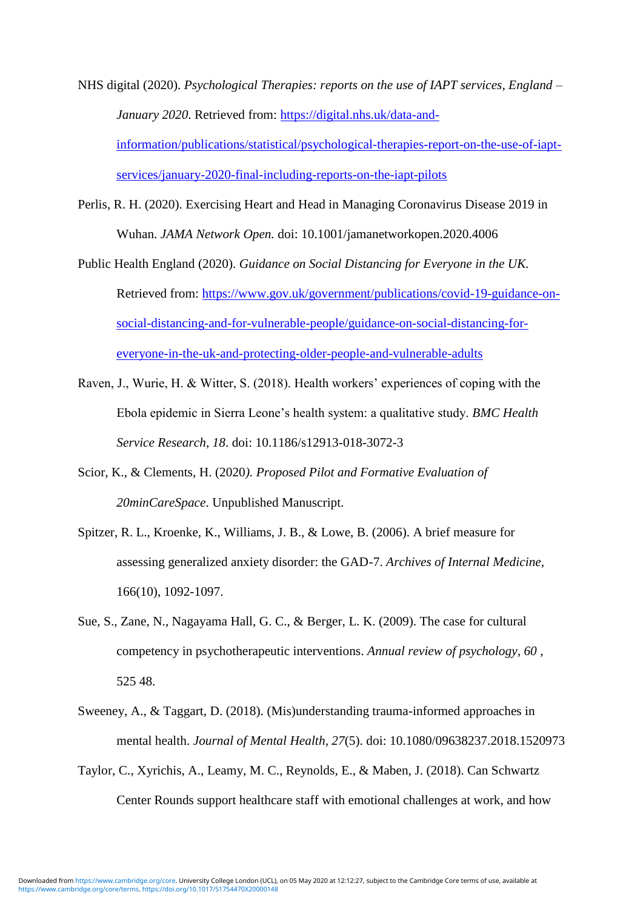NHS digital (2020). *Psychological Therapies: reports on the use of IAPT services, England – January 2020*. Retrieved from: https://digital.nhs.uk/data-and-information/publications/statistical/psychological-therapies-report-on-the-use-of-iapt-services/january-2020-final-including-reports-on-the-iapt-pilots

Perlis, R. H. (2020). Exercising Heart and Head in Managing Coronavirus Disease 2019 in Wuhan. *JAMA Network Open.* doi: 10.1001/jamanetworkopen.2020.4006

Public Health England (2020). *Guidance on Social Distancing for Everyone in the UK.* Retrieved from: https://www.gov.uk/government/publications/covid-19-guidance-on-social-distancing-and-for-vulnerable-people/guidance-on-social-distancing-for-everyone-in-the-uk-and-protecting-older-people-and-vulnerable-adults

Raven, J., Wurie, H. & Witter, S. (2018). Health workers' experiences of coping with the Ebola epidemic in Sierra Leone's health system: a qualitative study. *BMC Health Service Research, 18*. doi: 10.1186/s12913-018-3072-3

Scior, K., & Clements, H. (2020*). Proposed Pilot and Formative Evaluation of 20minCareSpace*. Unpublished Manuscript.

Spitzer, R. L., Kroenke, K., Williams, J. B., & Lowe, B. (2006). A brief measure for assessing generalized anxiety disorder: the GAD-7. *Archives of Internal Medicine*, 166(10), 1092-1097.

Sue, S., Zane, N., Nagayama Hall, G. C., & Berger, L. K. (2009). The case for cultural competency in psychotherapeutic interventions. *Annual review of psychology, 60* , 525 48.

Sweeney, A., & Taggart, D. (2018). (Mis)understanding trauma-informed approaches in mental health. *Journal of Mental Health, 27*(5). doi: 10.1080/09638237.2018.1520973

Taylor, C., Xyrichis, A., Leamy, M. C., Reynolds, E., & Maben, J. (2018). Can Schwartz Center Rounds support healthcare staff with emotional challenges at work, and how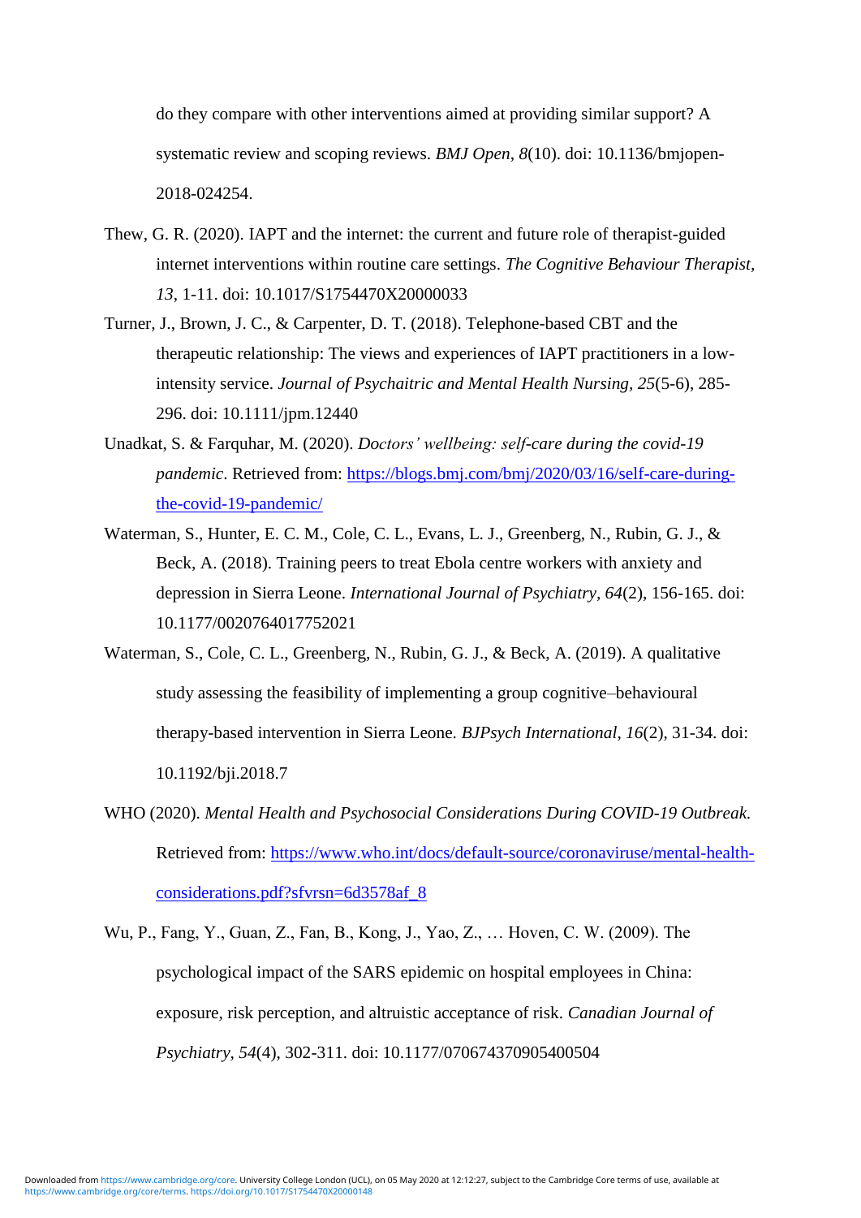do they compare with other interventions aimed at providing similar support? A systematic review and scoping reviews. *BMJ Open, 8*(10). doi: 10.1136/bmjopen-2018-024254.

Thew, G. R. (2020). IAPT and the internet: the current and future role of therapist-guided internet interventions within routine care settings. *The Cognitive Behaviour Therapist, 13*, 1-11. doi: 10.1017/S1754470X20000033

Turner, J., Brown, J. C., & Carpenter, D. T. (2018). Telephone-based CBT and the therapeutic relationship: The views and experiences of IAPT practitioners in a low-intensity service. *Journal of Psychaitric and Mental Health Nursing, 25*(5-6), 285-296. doi: 10.1111/jpm.12440

Unadkat, S. & Farquhar, M. (2020). *Doctors' wellbeing: self-care during the covid-19 pandemic*. Retrieved from: https://blogs.bmj.com/bmj/2020/03/16/self-care-during-the-covid-19-pandemic/

Waterman, S., Hunter, E. C. M., Cole, C. L., Evans, L. J., Greenberg, N., Rubin, G. J., & Beck, A. (2018). Training peers to treat Ebola centre workers with anxiety and depression in Sierra Leone. *International Journal of Psychiatry, 64*(2), 156-165. doi: 10.1177/0020764017752021

Waterman, S., Cole, C. L., Greenberg, N., Rubin, G. J., & Beck, A. (2019). A qualitative study assessing the feasibility of implementing a group cognitive–behavioural therapy-based intervention in Sierra Leone. *BJPsych International, 16*(2), 31-34. doi: 10.1192/bji.2018.7

WHO (2020). *Mental Health and Psychosocial Considerations During COVID-19 Outbreak.* Retrieved from: https://www.who.int/docs/default-source/coronaviruse/mental-health-considerations.pdf?sfvrsn=6d3578af_8

Wu, P., Fang, Y., Guan, Z., Fan, B., Kong, J., Yao, Z., … Hoven, C. W. (2009). The psychological impact of the SARS epidemic on hospital employees in China: exposure, risk perception, and altruistic acceptance of risk. *Canadian Journal of Psychiatry, 54*(4), 302-311. doi: 10.1177/070674370905400504